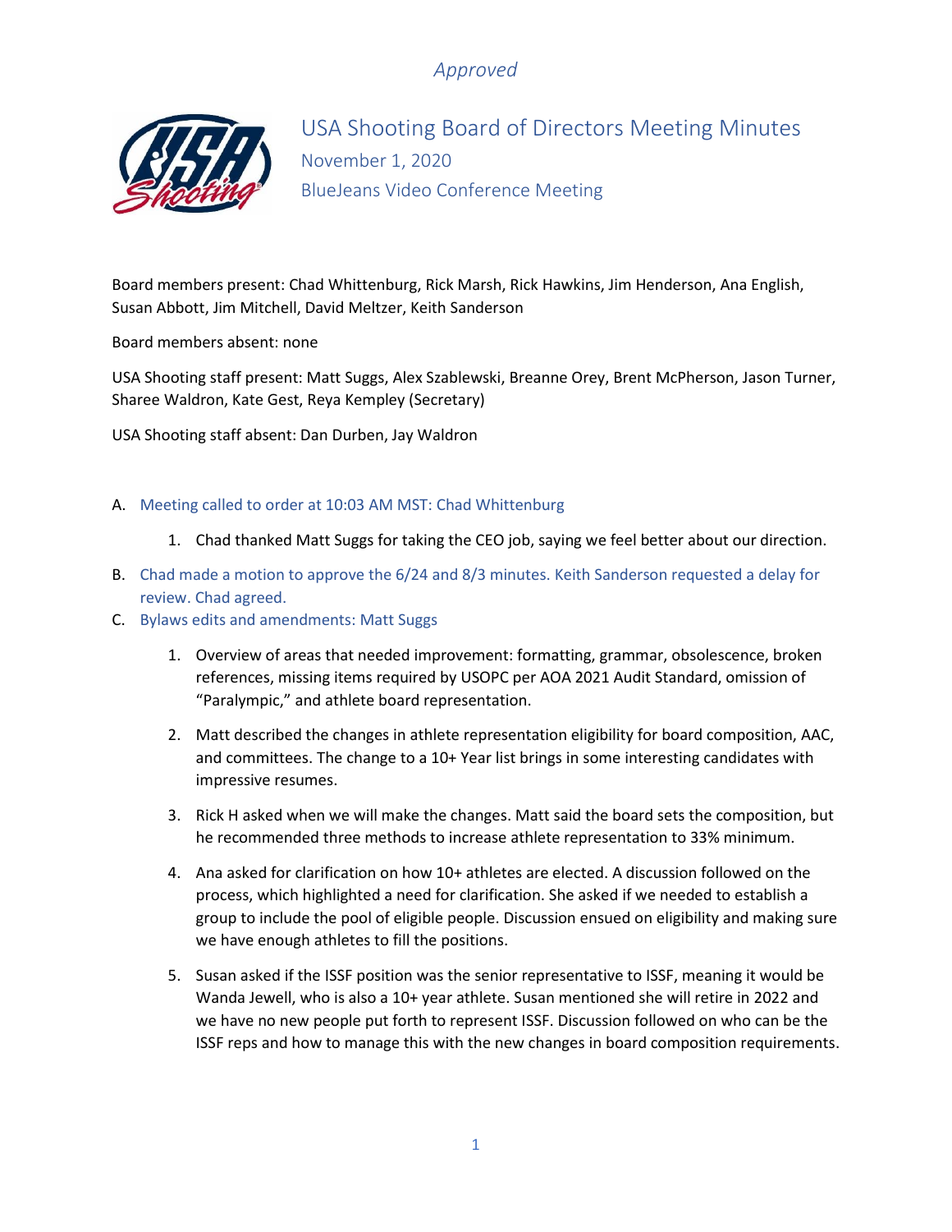*Approved*

# USA Shooting Board of Directors Meeting Minutes

November 1, 2020

BlueJeans Video Conference Meeting

Board members present: Chad Whittenburg, Rick Marsh, Rick Hawkins, Jim Henderson, Ana English, Susan Abbott, Jim Mitchell, David Meltzer, Keith Sanderson

Board members absent: none

USA Shooting staff present: Matt Suggs, Alex Szablewski, Breanne Orey, Brent McPherson, Jason Turner, Sharee Waldron, Kate Gest, Reya Kempley (Secretary)

USA Shooting staff absent: Dan Durben, Jay Waldron

A. Meeting called to order at 10:03 AM MST: Chad Whittenburg

   1. Chad thanked Matt Suggs for taking the CEO job, saying we feel better about our direction.

B. Chad made a motion to approve the 6/24 and 8/3 minutes. Keith Sanderson requested a delay for review. Chad agreed.

C. Bylaws edits and amendments: Matt Suggs

   1. Overview of areas that needed improvement: formatting, grammar, obsolescence, broken references, missing items required by USOPC per AOA 2021 Audit Standard, omission of "Paralympic," and athlete board representation.

   2. Matt described the changes in athlete representation eligibility for board composition, AAC, and committees. The change to a 10+ Year list brings in some interesting candidates with impressive resumes.

   3. Rick H asked when we will make the changes. Matt said the board sets the composition, but he recommended three methods to increase athlete representation to 33% minimum.

   4. Ana asked for clarification on how 10+ athletes are elected. A discussion followed on the process, which highlighted a need for clarification. She asked if we needed to establish a group to include the pool of eligible people. Discussion ensued on eligibility and making sure we have enough athletes to fill the positions.

   5. Susan asked if the ISSF position was the senior representative to ISSF, meaning it would be Wanda Jewell, who is also a 10+ year athlete. Susan mentioned she will retire in 2022 and we have no new people put forth to represent ISSF. Discussion followed on who can be the ISSF reps and how to manage this with the new changes in board composition requirements.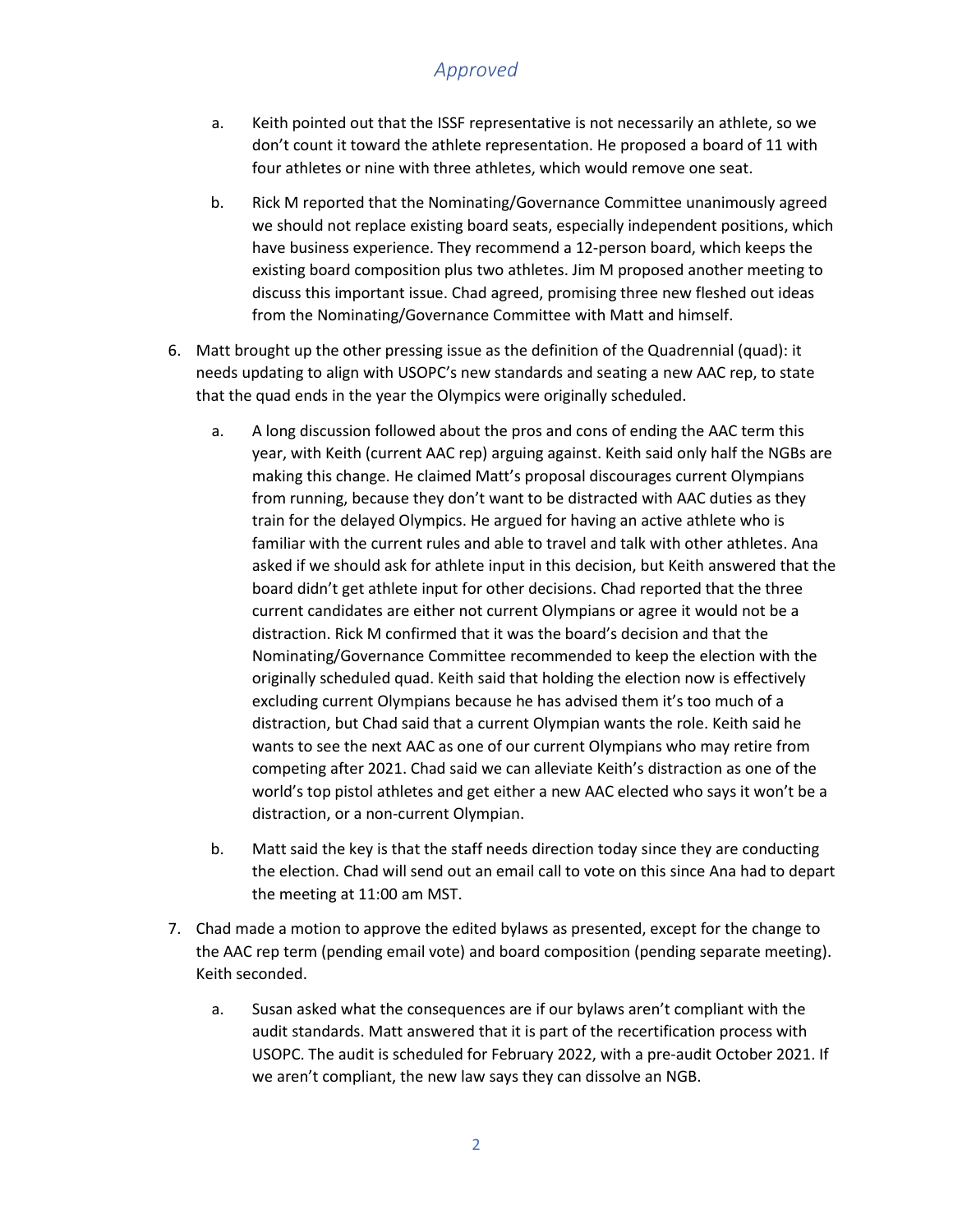*Approved*

   a. Keith pointed out that the ISSF representative is not necessarily an athlete, so we don't count it toward the athlete representation. He proposed a board of 11 with four athletes or nine with three athletes, which would remove one seat.

   b. Rick M reported that the Nominating/Governance Committee unanimously agreed we should not replace existing board seats, especially independent positions, which have business experience. They recommend a 12-person board, which keeps the existing board composition plus two athletes. Jim M proposed another meeting to discuss this important issue. Chad agreed, promising three new fleshed out ideas from the Nominating/Governance Committee with Matt and himself.

6. Matt brought up the other pressing issue as the definition of the Quadrennial (quad): it needs updating to align with USOPC's new standards and seating a new AAC rep, to state that the quad ends in the year the Olympics were originally scheduled.

   a. A long discussion followed about the pros and cons of ending the AAC term this year, with Keith (current AAC rep) arguing against. Keith said only half the NGBs are making this change. He claimed Matt's proposal discourages current Olympians from running, because they don't want to be distracted with AAC duties as they train for the delayed Olympics. He argued for having an active athlete who is familiar with the current rules and able to travel and talk with other athletes. Ana asked if we should ask for athlete input in this decision, but Keith answered that the board didn't get athlete input for other decisions. Chad reported that the three current candidates are either not current Olympians or agree it would not be a distraction. Rick M confirmed that it was the board's decision and that the Nominating/Governance Committee recommended to keep the election with the originally scheduled quad. Keith said that holding the election now is effectively excluding current Olympians because he has advised them it's too much of a distraction, but Chad said that a current Olympian wants the role. Keith said he wants to see the next AAC as one of our current Olympians who may retire from competing after 2021. Chad said we can alleviate Keith's distraction as one of the world's top pistol athletes and get either a new AAC elected who says it won't be a distraction, or a non-current Olympian.

   b. Matt said the key is that the staff needs direction today since they are conducting the election. Chad will send out an email call to vote on this since Ana had to depart the meeting at 11:00 am MST.

7. Chad made a motion to approve the edited bylaws as presented, except for the change to the AAC rep term (pending email vote) and board composition (pending separate meeting). Keith seconded.

   a. Susan asked what the consequences are if our bylaws aren't compliant with the audit standards. Matt answered that it is part of the recertification process with USOPC. The audit is scheduled for February 2022, with a pre-audit October 2021. If we aren't compliant, the new law says they can dissolve an NGB.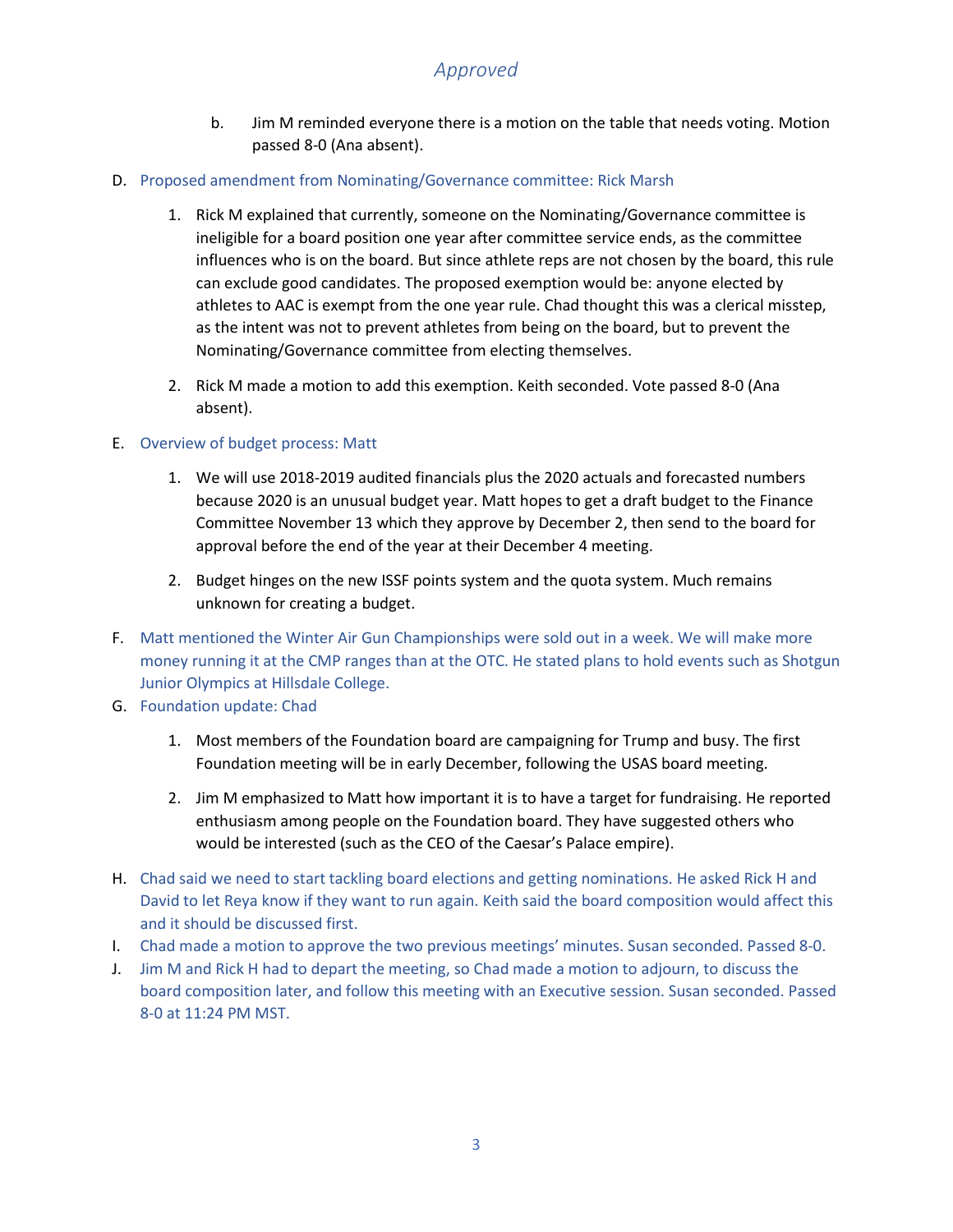*Approved*

b. Jim M reminded everyone there is a motion on the table that needs voting. Motion passed 8-0 (Ana absent).

D. Proposed amendment from Nominating/Governance committee: Rick Marsh

1. Rick M explained that currently, someone on the Nominating/Governance committee is ineligible for a board position one year after committee service ends, as the committee influences who is on the board. But since athlete reps are not chosen by the board, this rule can exclude good candidates. The proposed exemption would be: anyone elected by athletes to AAC is exempt from the one year rule. Chad thought this was a clerical misstep, as the intent was not to prevent athletes from being on the board, but to prevent the Nominating/Governance committee from electing themselves.

2. Rick M made a motion to add this exemption. Keith seconded. Vote passed 8-0 (Ana absent).

E. Overview of budget process: Matt

1. We will use 2018-2019 audited financials plus the 2020 actuals and forecasted numbers because 2020 is an unusual budget year. Matt hopes to get a draft budget to the Finance Committee November 13 which they approve by December 2, then send to the board for approval before the end of the year at their December 4 meeting.

2. Budget hinges on the new ISSF points system and the quota system. Much remains unknown for creating a budget.

F. Matt mentioned the Winter Air Gun Championships were sold out in a week. We will make more money running it at the CMP ranges than at the OTC. He stated plans to hold events such as Shotgun Junior Olympics at Hillsdale College.

G. Foundation update: Chad

1. Most members of the Foundation board are campaigning for Trump and busy. The first Foundation meeting will be in early December, following the USAS board meeting.

2. Jim M emphasized to Matt how important it is to have a target for fundraising. He reported enthusiasm among people on the Foundation board. They have suggested others who would be interested (such as the CEO of the Caesar's Palace empire).

H. Chad said we need to start tackling board elections and getting nominations. He asked Rick H and David to let Reya know if they want to run again. Keith said the board composition would affect this and it should be discussed first.

I. Chad made a motion to approve the two previous meetings' minutes. Susan seconded. Passed 8-0.

J. Jim M and Rick H had to depart the meeting, so Chad made a motion to adjourn, to discuss the board composition later, and follow this meeting with an Executive session. Susan seconded. Passed 8-0 at 11:24 PM MST.